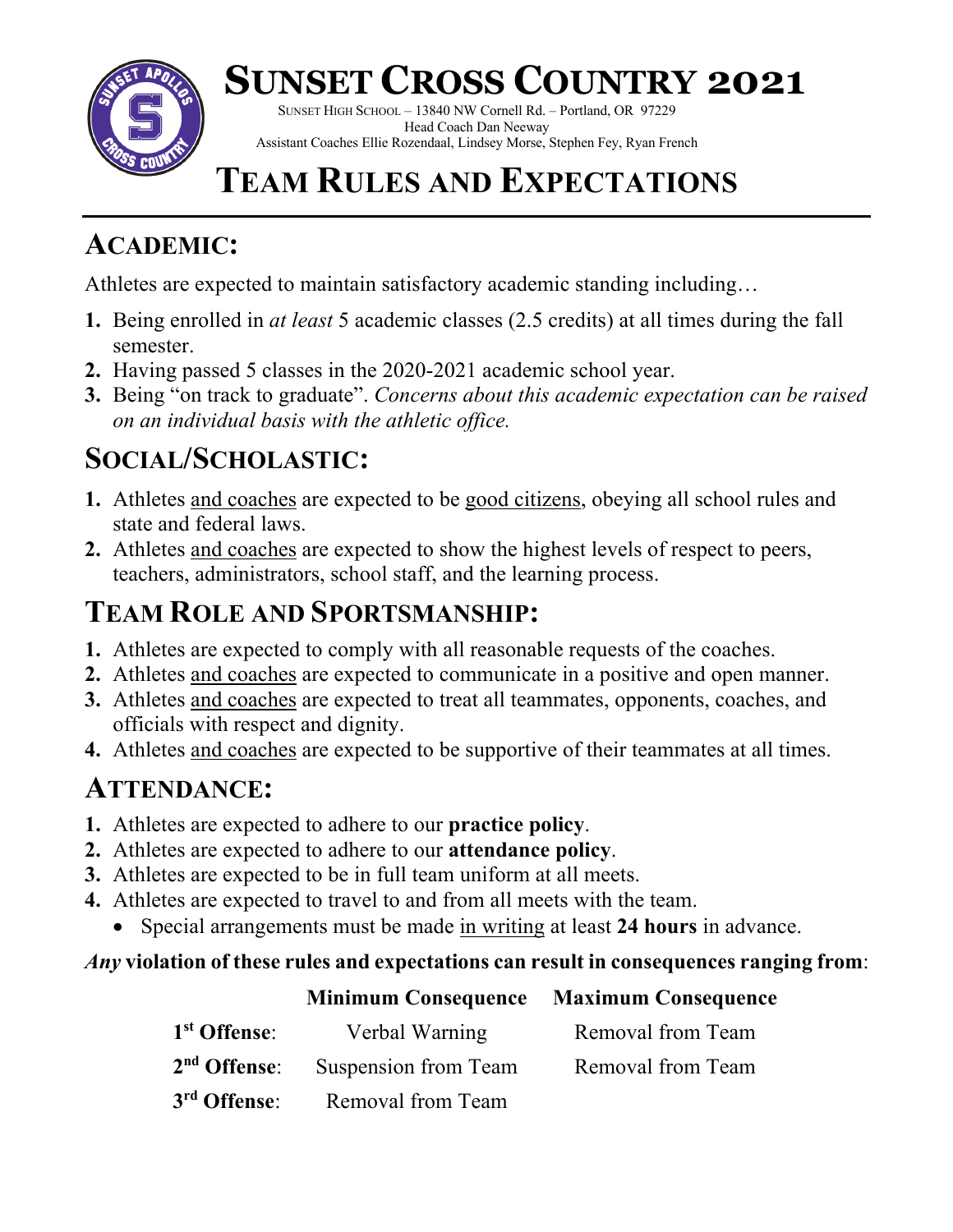# SUNSET CROSS COUNTRY 2021

SUNSET HIGH SCHOOL – 13840 NW Cornell Rd. – Portland, OR 97229
Head Coach Dan Neeway
Assistant Coaches Ellie Rozendaal, Lindsey Morse, Stephen Fey, Ryan French

# TEAM RULES AND EXPECTATIONS

## ACADEMIC:

Athletes are expected to maintain satisfactory academic standing including…

1. Being enrolled in *at least* 5 academic classes (2.5 credits) at all times during the fall semester.
2. Having passed 5 classes in the 2020-2021 academic school year.
3. Being "on track to graduate". *Concerns about this academic expectation can be raised on an individual basis with the athletic office.*

## SOCIAL/SCHOLASTIC:

1. Athletes and coaches are expected to be good citizens, obeying all school rules and state and federal laws.
2. Athletes and coaches are expected to show the highest levels of respect to peers, teachers, administrators, school staff, and the learning process.

## TEAM ROLE AND SPORTSMANSHIP:

1. Athletes are expected to comply with all reasonable requests of the coaches.
2. Athletes and coaches are expected to communicate in a positive and open manner.
3. Athletes and coaches are expected to treat all teammates, opponents, coaches, and officials with respect and dignity.
4. Athletes and coaches are expected to be supportive of their teammates at all times.

## ATTENDANCE:

1. Athletes are expected to adhere to our **practice policy**.
2. Athletes are expected to adhere to our **attendance policy**.
3. Athletes are expected to be in full team uniform at all meets.
4. Athletes are expected to travel to and from all meets with the team.
   - Special arrangements must be made in writing at least **24 hours** in advance.

***Any*** **violation of these rules and expectations can result in consequences ranging from**:

| | Minimum Consequence | Maximum Consequence |
|---|---|---|
| **1st Offense**: | Verbal Warning | Removal from Team |
| **2nd Offense**: | Suspension from Team | Removal from Team |
| **3rd Offense**: | Removal from Team | |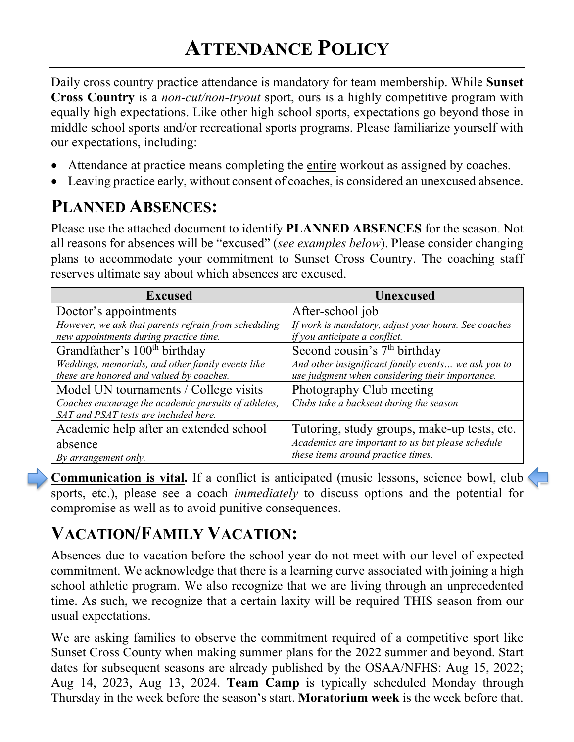# ATTENDANCE POLICY

Daily cross country practice attendance is mandatory for team membership. While **Sunset Cross Country** is a *non-cut/non-tryout* sport, ours is a highly competitive program with equally high expectations. Like other high school sports, expectations go beyond those in middle school sports and/or recreational sports programs. Please familiarize yourself with our expectations, including:

- Attendance at practice means completing the entire workout as assigned by coaches.
- Leaving practice early, without consent of coaches, is considered an unexcused absence.

## PLANNED ABSENCES:

Please use the attached document to identify **PLANNED ABSENCES** for the season. Not all reasons for absences will be "excused" (*see examples below*). Please consider changing plans to accommodate your commitment to Sunset Cross Country. The coaching staff reserves ultimate say about which absences are excused.

| Excused | Unexcused |
|---|---|
| Doctor's appointments<br>*However, we ask that parents refrain from scheduling new appointments during practice time.* | After-school job<br>*If work is mandatory, adjust your hours. See coaches if you anticipate a conflict.* |
| Grandfather's 100th birthday<br>*Weddings, memorials, and other family events like these are honored and valued by coaches.* | Second cousin's 7th birthday<br>*And other insignificant family events… we ask you to use judgment when considering their importance.* |
| Model UN tournaments / College visits<br>*Coaches encourage the academic pursuits of athletes, SAT and PSAT tests are included here.* | Photography Club meeting<br>*Clubs take a backseat during the season* |
| Academic help after an extended school absence<br>*By arrangement only.* | Tutoring, study groups, make-up tests, etc.<br>*Academics are important to us but please schedule these items around practice times.* |

**Communication is vital.** If a conflict is anticipated (music lessons, science bowl, club sports, etc.), please see a coach *immediately* to discuss options and the potential for compromise as well as to avoid punitive consequences.

## VACATION/FAMILY VACATION:

Absences due to vacation before the school year do not meet with our level of expected commitment. We acknowledge that there is a learning curve associated with joining a high school athletic program. We also recognize that we are living through an unprecedented time. As such, we recognize that a certain laxity will be required THIS season from our usual expectations.

We are asking families to observe the commitment required of a competitive sport like Sunset Cross County when making summer plans for the 2022 summer and beyond. Start dates for subsequent seasons are already published by the OSAA/NFHS: Aug 15, 2022; Aug 14, 2023, Aug 13, 2024. **Team Camp** is typically scheduled Monday through Thursday in the week before the season's start. **Moratorium week** is the week before that.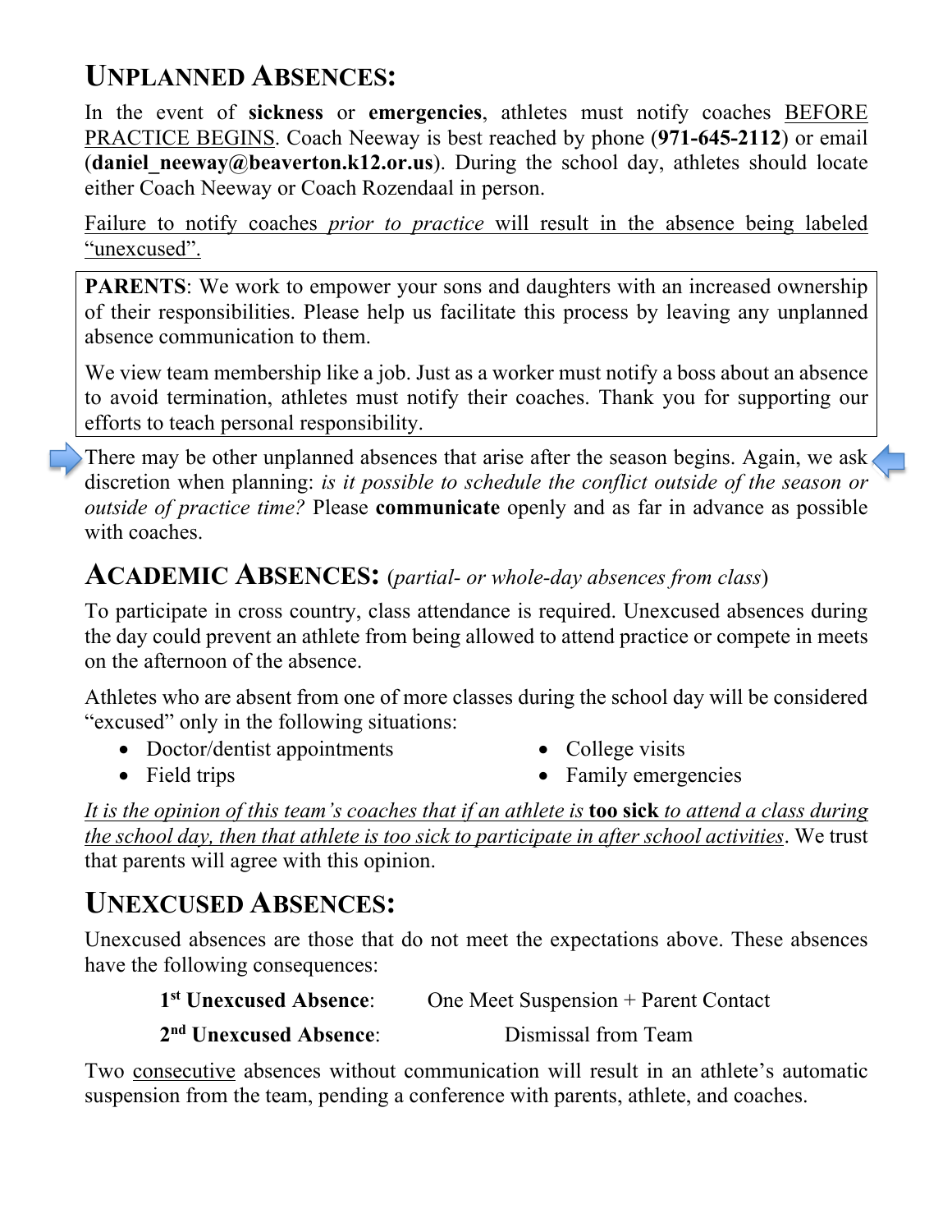## UNPLANNED ABSENCES:

In the event of **sickness** or **emergencies**, athletes must notify coaches BEFORE PRACTICE BEGINS. Coach Neeway is best reached by phone (**971-645-2112**) or email (**daniel_neeway@beaverton.k12.or.us**). During the school day, athletes should locate either Coach Neeway or Coach Rozendaal in person.

Failure to notify coaches *prior to practice* will result in the absence being labeled "unexcused".

> **PARENTS**: We work to empower your sons and daughters with an increased ownership of their responsibilities. Please help us facilitate this process by leaving any unplanned absence communication to them.
>
> We view team membership like a job. Just as a worker must notify a boss about an absence to avoid termination, athletes must notify their coaches. Thank you for supporting our efforts to teach personal responsibility.

There may be other unplanned absences that arise after the season begins. Again, we ask discretion when planning: *is it possible to schedule the conflict outside of the season or outside of practice time?* Please **communicate** openly and as far in advance as possible with coaches.

## ACADEMIC ABSENCES: (*partial- or whole-day absences from class*)

To participate in cross country, class attendance is required. Unexcused absences during the day could prevent an athlete from being allowed to attend practice or compete in meets on the afternoon of the absence.

Athletes who are absent from one of more classes during the school day will be considered "excused" only in the following situations:

- Doctor/dentist appointments
- Field trips
- College visits
- Family emergencies

*It is the opinion of this team's coaches that if an athlete is* **too sick** *to attend a class during the school day, then that athlete is too sick to participate in after school activities*. We trust that parents will agree with this opinion.

## UNEXCUSED ABSENCES:

Unexcused absences are those that do not meet the expectations above. These absences have the following consequences:

**1st Unexcused Absence**: One Meet Suspension + Parent Contact

**2nd Unexcused Absence**: Dismissal from Team

Two consecutive absences without communication will result in an athlete's automatic suspension from the team, pending a conference with parents, athlete, and coaches.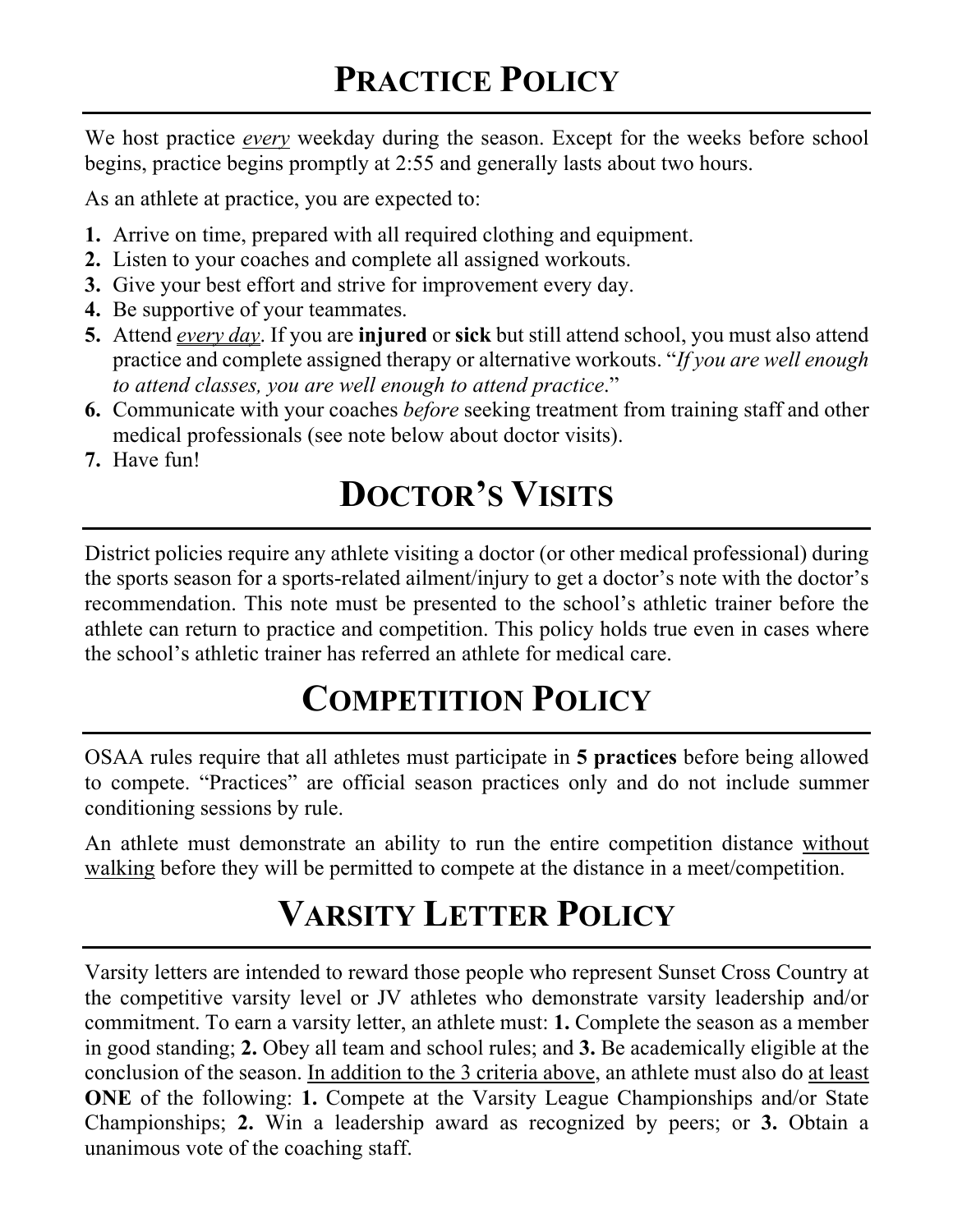# Practice Policy

We host practice *every* weekday during the season. Except for the weeks before school begins, practice begins promptly at 2:55 and generally lasts about two hours.

As an athlete at practice, you are expected to:

1. Arrive on time, prepared with all required clothing and equipment.
2. Listen to your coaches and complete all assigned workouts.
3. Give your best effort and strive for improvement every day.
4. Be supportive of your teammates.
5. Attend *every day*. If you are **injured** or **sick** but still attend school, you must also attend practice and complete assigned therapy or alternative workouts. "*If you are well enough to attend classes, you are well enough to attend practice*."
6. Communicate with your coaches *before* seeking treatment from training staff and other medical professionals (see note below about doctor visits).
7. Have fun!

# Doctor's Visits

District policies require any athlete visiting a doctor (or other medical professional) during the sports season for a sports-related ailment/injury to get a doctor's note with the doctor's recommendation. This note must be presented to the school's athletic trainer before the athlete can return to practice and competition. This policy holds true even in cases where the school's athletic trainer has referred an athlete for medical care.

# Competition Policy

OSAA rules require that all athletes must participate in **5 practices** before being allowed to compete. "Practices" are official season practices only and do not include summer conditioning sessions by rule.

An athlete must demonstrate an ability to run the entire competition distance without walking before they will be permitted to compete at the distance in a meet/competition.

# Varsity Letter Policy

Varsity letters are intended to reward those people who represent Sunset Cross Country at the competitive varsity level or JV athletes who demonstrate varsity leadership and/or commitment. To earn a varsity letter, an athlete must: **1.** Complete the season as a member in good standing; **2.** Obey all team and school rules; and **3.** Be academically eligible at the conclusion of the season. In addition to the 3 criteria above, an athlete must also do at least **ONE** of the following: **1.** Compete at the Varsity League Championships and/or State Championships; **2.** Win a leadership award as recognized by peers; or **3.** Obtain a unanimous vote of the coaching staff.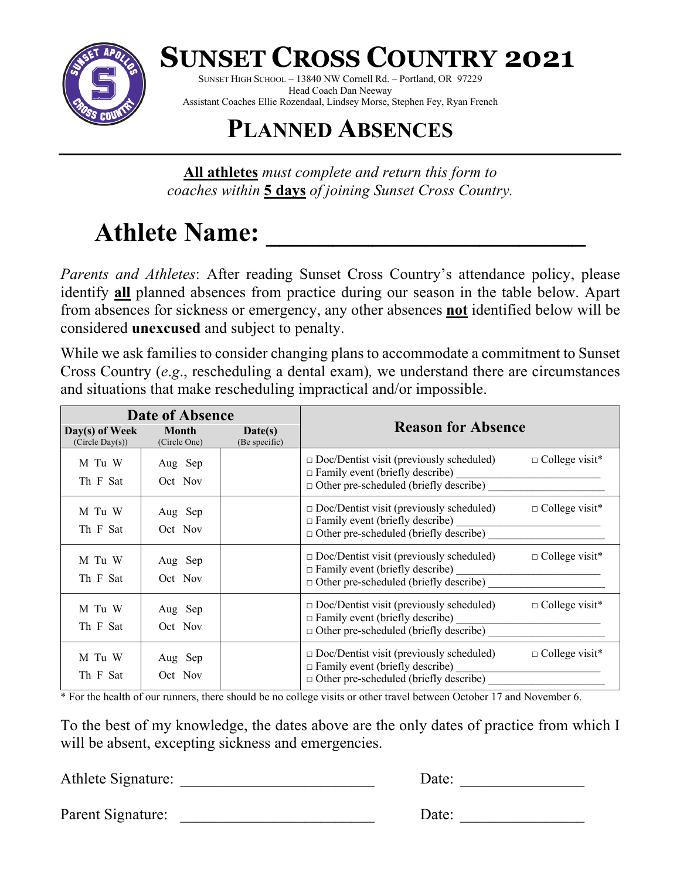# SUNSET CROSS COUNTRY 2021

SUNSET HIGH SCHOOL – 13840 NW Cornell Rd. – Portland, OR 97229
Head Coach Dan Neeway
Assistant Coaches Ellie Rozendaal, Lindsey Morse, Stephen Fey, Ryan French

## PLANNED ABSENCES

***All athletes** must complete and return this form to coaches within **5 days** of joining Sunset Cross Country.*

## Athlete Name: ________________________

*Parents and Athletes*: After reading Sunset Cross Country's attendance policy, please identify **all** planned absences from practice during our season in the table below. Apart from absences for sickness or emergency, any other absences **not** identified below will be considered **unexcused** and subject to penalty.

While we ask families to consider changing plans to accommodate a commitment to Sunset Cross Country (*e.g*., rescheduling a dental exam), we understand there are circumstances and situations that make rescheduling impractical and/or impossible.

| Date of Absence | | | Reason for Absence |
|---|---|---|---|
| **Day(s) of Week** (Circle Day(s)) | **Month** (Circle One) | **Date(s)** (Be specific) | |
| M Tu W Th F Sat | Aug Sep Oct Nov | | □ Doc/Dentist visit (previously scheduled) □ College visit* □ Family event (briefly describe) ____________ □ Other pre-scheduled (briefly describe) ____________ |
| M Tu W Th F Sat | Aug Sep Oct Nov | | □ Doc/Dentist visit (previously scheduled) □ College visit* □ Family event (briefly describe) ____________ □ Other pre-scheduled (briefly describe) ____________ |
| M Tu W Th F Sat | Aug Sep Oct Nov | | □ Doc/Dentist visit (previously scheduled) □ College visit* □ Family event (briefly describe) ____________ □ Other pre-scheduled (briefly describe) ____________ |
| M Tu W Th F Sat | Aug Sep Oct Nov | | □ Doc/Dentist visit (previously scheduled) □ College visit* □ Family event (briefly describe) ____________ □ Other pre-scheduled (briefly describe) ____________ |
| M Tu W Th F Sat | Aug Sep Oct Nov | | □ Doc/Dentist visit (previously scheduled) □ College visit* □ Family event (briefly describe) ____________ □ Other pre-scheduled (briefly describe) ____________ |

* For the health of our runners, there should be no college visits or other travel between October 17 and November 6.

To the best of my knowledge, the dates above are the only dates of practice from which I will be absent, excepting sickness and emergencies.

Athlete Signature: ________________________ Date: ______________

Parent Signature: ________________________ Date: ______________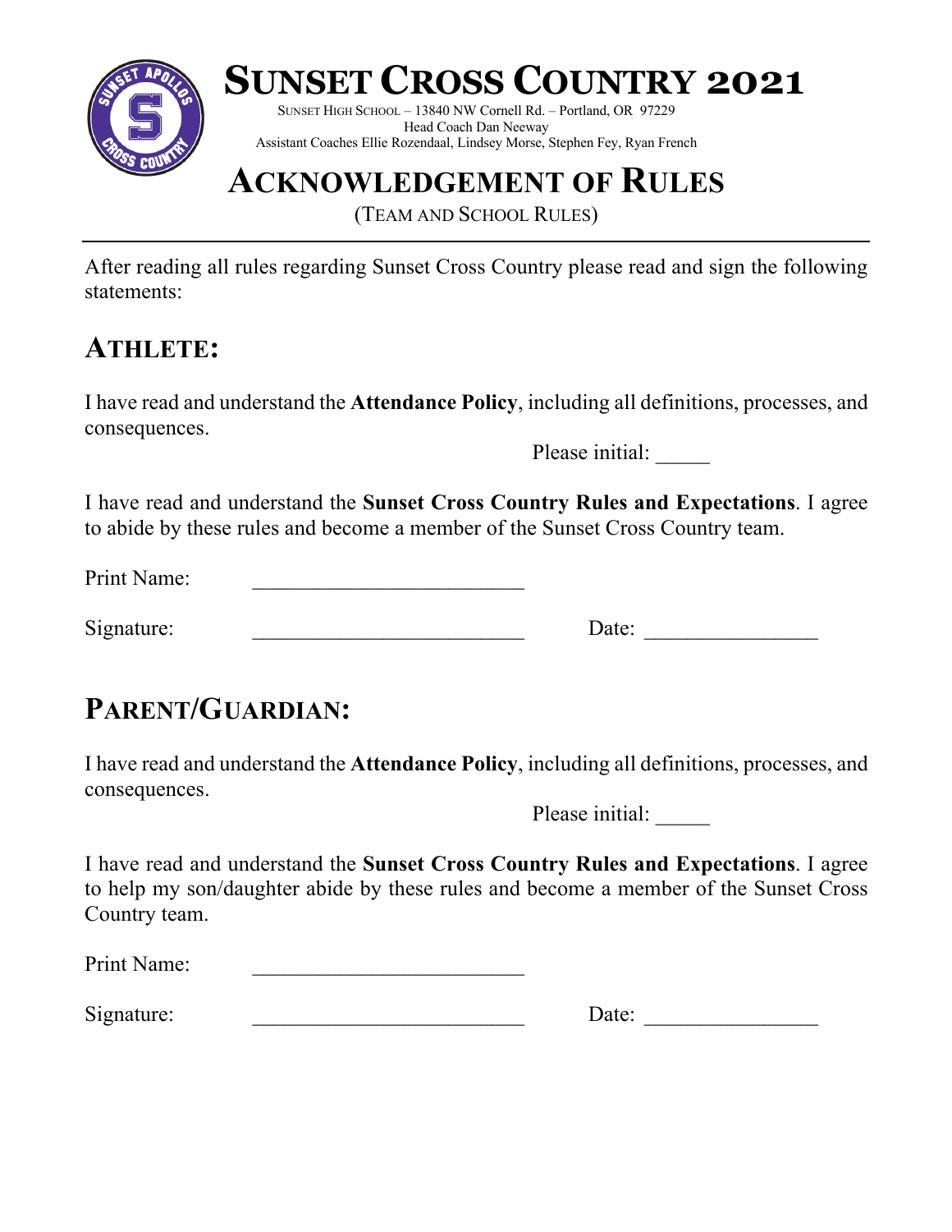# SUNSET CROSS COUNTRY 2021

SUNSET HIGH SCHOOL – 13840 NW Cornell Rd. – Portland, OR 97229
Head Coach Dan Neeway
Assistant Coaches Ellie Rozendaal, Lindsey Morse, Stephen Fey, Ryan French

## ACKNOWLEDGEMENT OF RULES

(TEAM AND SCHOOL RULES)

---

After reading all rules regarding Sunset Cross Country please read and sign the following statements:

## ATHLETE:

I have read and understand the **Attendance Policy**, including all definitions, processes, and consequences.

Please initial: _____

I have read and understand the **Sunset Cross Country Rules and Expectations**. I agree to abide by these rules and become a member of the Sunset Cross Country team.

Print Name: _________________________

Signature: _________________________ Date: ________________

## PARENT/GUARDIAN:

I have read and understand the **Attendance Policy**, including all definitions, processes, and consequences.

Please initial: _____

I have read and understand the **Sunset Cross Country Rules and Expectations**. I agree to help my son/daughter abide by these rules and become a member of the Sunset Cross Country team.

Print Name: _________________________

Signature: _________________________ Date: ________________